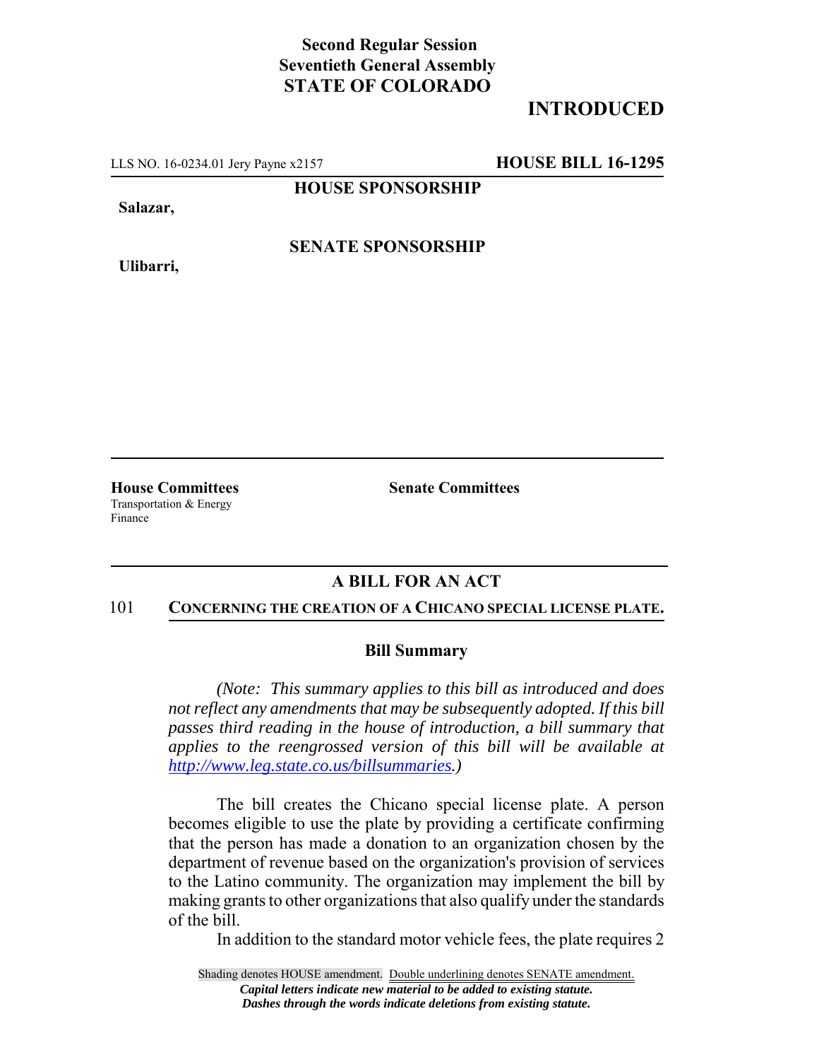**Second Regular Session**
**Seventieth General Assembly**
**STATE OF COLORADO**

## INTRODUCED

LLS NO. 16-0234.01 Jery Payne x2157 **HOUSE BILL 16-1295**

**HOUSE SPONSORSHIP**

**Salazar,**

**SENATE SPONSORSHIP**

**Ulibarri,**

**House Committees**
Transportation & Energy
Finance

**Senate Committees**

### A BILL FOR AN ACT

101 **CONCERNING THE CREATION OF A CHICANO SPECIAL LICENSE PLATE.**

### Bill Summary

*(Note: This summary applies to this bill as introduced and does not reflect any amendments that may be subsequently adopted. If this bill passes third reading in the house of introduction, a bill summary that applies to the reengrossed version of this bill will be available at http://www.leg.state.co.us/billsummaries.)*

The bill creates the Chicano special license plate. A person becomes eligible to use the plate by providing a certificate confirming that the person has made a donation to an organization chosen by the department of revenue based on the organization's provision of services to the Latino community. The organization may implement the bill by making grants to other organizations that also qualify under the standards of the bill.

In addition to the standard motor vehicle fees, the plate requires 2

Shading denotes HOUSE amendment. Double underlining denotes SENATE amendment.
*Capital letters indicate new material to be added to existing statute.*
*Dashes through the words indicate deletions from existing statute.*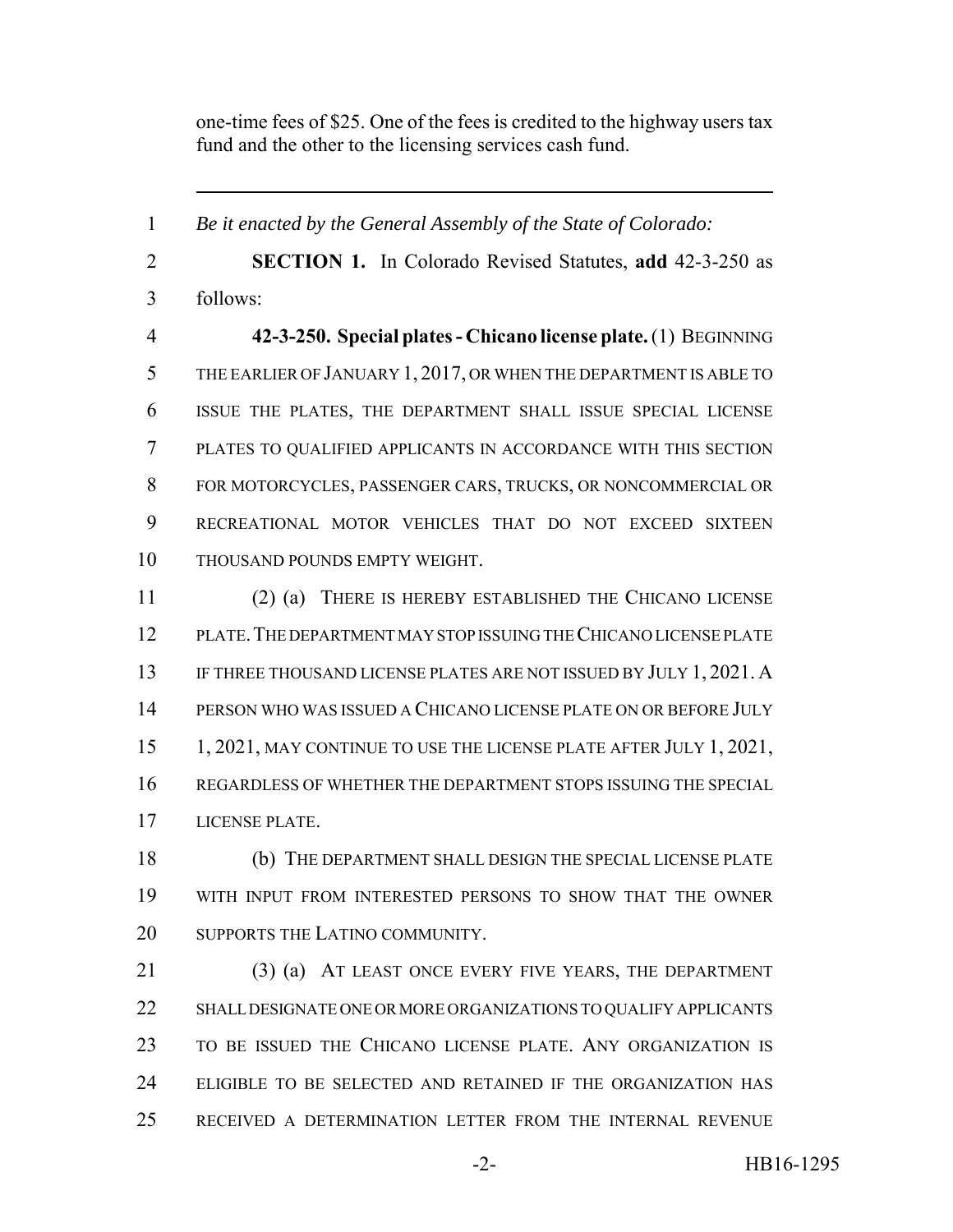one-time fees of $25. One of the fees is credited to the highway users tax fund and the other to the licensing services cash fund.

---

*Be it enacted by the General Assembly of the State of Colorado:*

**SECTION 1.** In Colorado Revised Statutes, **add** 42-3-250 as follows:

**42-3-250. Special plates - Chicano license plate.** (1) BEGINNING THE EARLIER OF JANUARY 1, 2017, OR WHEN THE DEPARTMENT IS ABLE TO ISSUE THE PLATES, THE DEPARTMENT SHALL ISSUE SPECIAL LICENSE PLATES TO QUALIFIED APPLICANTS IN ACCORDANCE WITH THIS SECTION FOR MOTORCYCLES, PASSENGER CARS, TRUCKS, OR NONCOMMERCIAL OR RECREATIONAL MOTOR VEHICLES THAT DO NOT EXCEED SIXTEEN THOUSAND POUNDS EMPTY WEIGHT.

(2) (a) THERE IS HEREBY ESTABLISHED THE CHICANO LICENSE PLATE. THE DEPARTMENT MAY STOP ISSUING THE CHICANO LICENSE PLATE IF THREE THOUSAND LICENSE PLATES ARE NOT ISSUED BY JULY 1, 2021. A PERSON WHO WAS ISSUED A CHICANO LICENSE PLATE ON OR BEFORE JULY 1, 2021, MAY CONTINUE TO USE THE LICENSE PLATE AFTER JULY 1, 2021, REGARDLESS OF WHETHER THE DEPARTMENT STOPS ISSUING THE SPECIAL LICENSE PLATE.

(b) THE DEPARTMENT SHALL DESIGN THE SPECIAL LICENSE PLATE WITH INPUT FROM INTERESTED PERSONS TO SHOW THAT THE OWNER SUPPORTS THE LATINO COMMUNITY.

(3) (a) AT LEAST ONCE EVERY FIVE YEARS, THE DEPARTMENT SHALL DESIGNATE ONE OR MORE ORGANIZATIONS TO QUALIFY APPLICANTS TO BE ISSUED THE CHICANO LICENSE PLATE. ANY ORGANIZATION IS ELIGIBLE TO BE SELECTED AND RETAINED IF THE ORGANIZATION HAS RECEIVED A DETERMINATION LETTER FROM THE INTERNAL REVENUE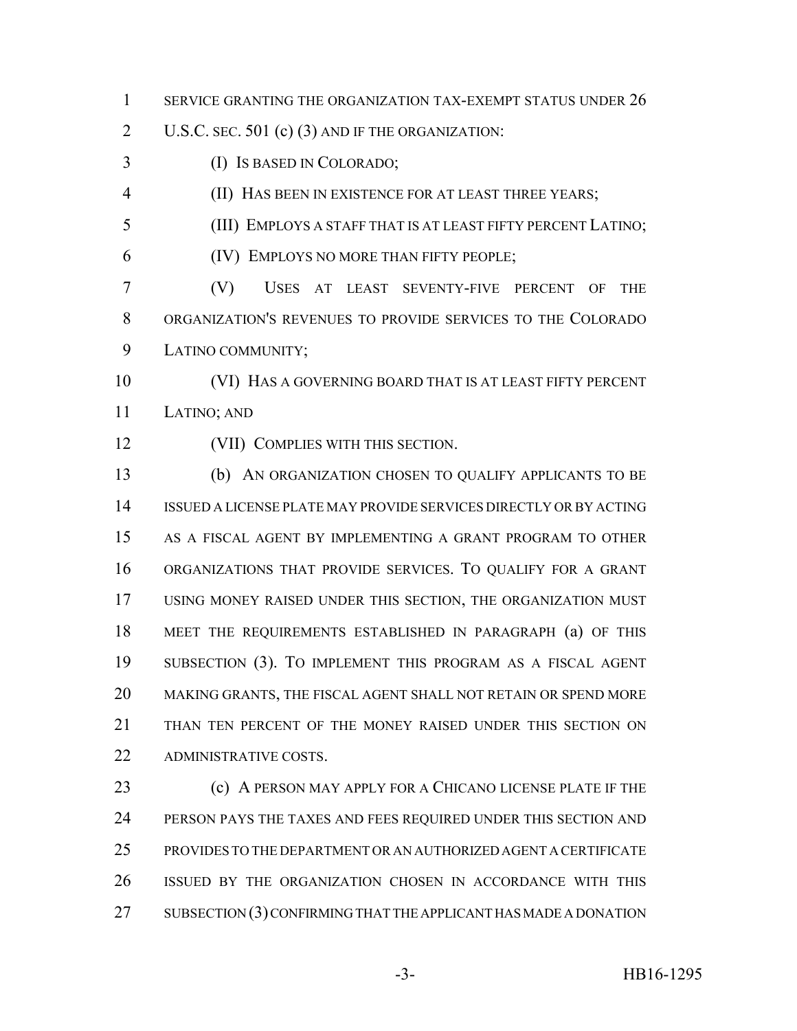SERVICE GRANTING THE ORGANIZATION TAX-EXEMPT STATUS UNDER 26 U.S.C. SEC. 501 (c) (3) AND IF THE ORGANIZATION:

(I) IS BASED IN COLORADO;

(II) HAS BEEN IN EXISTENCE FOR AT LEAST THREE YEARS;

(III) EMPLOYS A STAFF THAT IS AT LEAST FIFTY PERCENT LATINO;

(IV) EMPLOYS NO MORE THAN FIFTY PEOPLE;

(V) USES AT LEAST SEVENTY-FIVE PERCENT OF THE ORGANIZATION'S REVENUES TO PROVIDE SERVICES TO THE COLORADO LATINO COMMUNITY;

(VI) HAS A GOVERNING BOARD THAT IS AT LEAST FIFTY PERCENT LATINO; AND

(VII) COMPLIES WITH THIS SECTION.

(b) AN ORGANIZATION CHOSEN TO QUALIFY APPLICANTS TO BE ISSUED A LICENSE PLATE MAY PROVIDE SERVICES DIRECTLY OR BY ACTING AS A FISCAL AGENT BY IMPLEMENTING A GRANT PROGRAM TO OTHER ORGANIZATIONS THAT PROVIDE SERVICES. TO QUALIFY FOR A GRANT USING MONEY RAISED UNDER THIS SECTION, THE ORGANIZATION MUST MEET THE REQUIREMENTS ESTABLISHED IN PARAGRAPH (a) OF THIS SUBSECTION (3). TO IMPLEMENT THIS PROGRAM AS A FISCAL AGENT MAKING GRANTS, THE FISCAL AGENT SHALL NOT RETAIN OR SPEND MORE THAN TEN PERCENT OF THE MONEY RAISED UNDER THIS SECTION ON ADMINISTRATIVE COSTS.

(c) A PERSON MAY APPLY FOR A CHICANO LICENSE PLATE IF THE PERSON PAYS THE TAXES AND FEES REQUIRED UNDER THIS SECTION AND PROVIDES TO THE DEPARTMENT OR AN AUTHORIZED AGENT A CERTIFICATE ISSUED BY THE ORGANIZATION CHOSEN IN ACCORDANCE WITH THIS SUBSECTION (3) CONFIRMING THAT THE APPLICANT HAS MADE A DONATION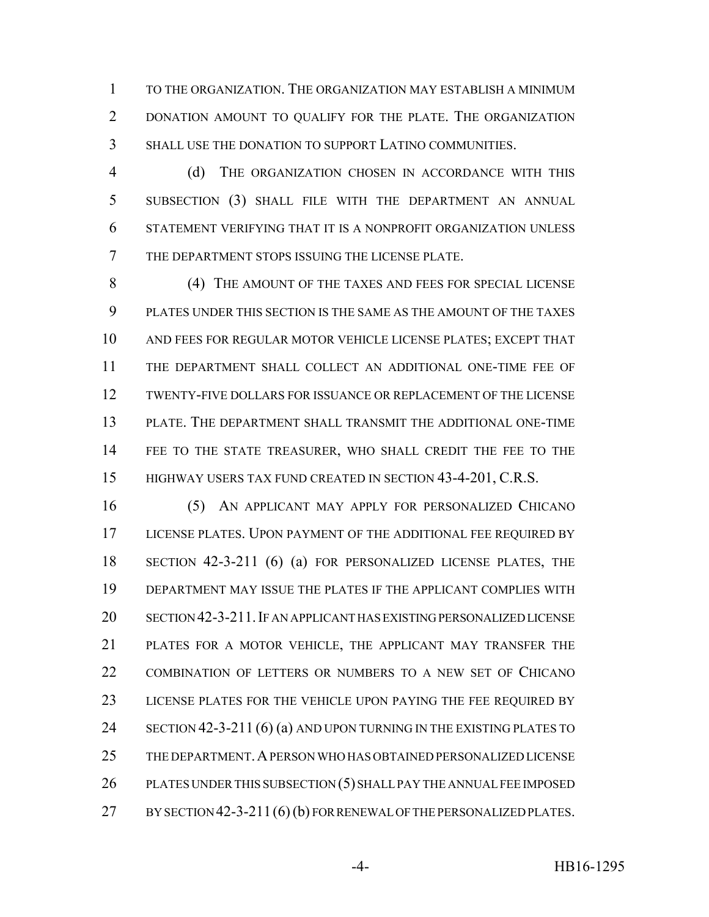TO THE ORGANIZATION. THE ORGANIZATION MAY ESTABLISH A MINIMUM DONATION AMOUNT TO QUALIFY FOR THE PLATE. THE ORGANIZATION SHALL USE THE DONATION TO SUPPORT LATINO COMMUNITIES.

(d) THE ORGANIZATION CHOSEN IN ACCORDANCE WITH THIS SUBSECTION (3) SHALL FILE WITH THE DEPARTMENT AN ANNUAL STATEMENT VERIFYING THAT IT IS A NONPROFIT ORGANIZATION UNLESS THE DEPARTMENT STOPS ISSUING THE LICENSE PLATE.

(4) THE AMOUNT OF THE TAXES AND FEES FOR SPECIAL LICENSE PLATES UNDER THIS SECTION IS THE SAME AS THE AMOUNT OF THE TAXES AND FEES FOR REGULAR MOTOR VEHICLE LICENSE PLATES; EXCEPT THAT THE DEPARTMENT SHALL COLLECT AN ADDITIONAL ONE-TIME FEE OF TWENTY-FIVE DOLLARS FOR ISSUANCE OR REPLACEMENT OF THE LICENSE PLATE. THE DEPARTMENT SHALL TRANSMIT THE ADDITIONAL ONE-TIME FEE TO THE STATE TREASURER, WHO SHALL CREDIT THE FEE TO THE HIGHWAY USERS TAX FUND CREATED IN SECTION 43-4-201, C.R.S.

(5) AN APPLICANT MAY APPLY FOR PERSONALIZED CHICANO LICENSE PLATES. UPON PAYMENT OF THE ADDITIONAL FEE REQUIRED BY SECTION 42-3-211 (6) (a) FOR PERSONALIZED LICENSE PLATES, THE DEPARTMENT MAY ISSUE THE PLATES IF THE APPLICANT COMPLIES WITH SECTION 42-3-211. IF AN APPLICANT HAS EXISTING PERSONALIZED LICENSE PLATES FOR A MOTOR VEHICLE, THE APPLICANT MAY TRANSFER THE COMBINATION OF LETTERS OR NUMBERS TO A NEW SET OF CHICANO LICENSE PLATES FOR THE VEHICLE UPON PAYING THE FEE REQUIRED BY SECTION 42-3-211 (6) (a) AND UPON TURNING IN THE EXISTING PLATES TO THE DEPARTMENT. A PERSON WHO HAS OBTAINED PERSONALIZED LICENSE PLATES UNDER THIS SUBSECTION (5) SHALL PAY THE ANNUAL FEE IMPOSED BY SECTION 42-3-211 (6) (b) FOR RENEWAL OF THE PERSONALIZED PLATES.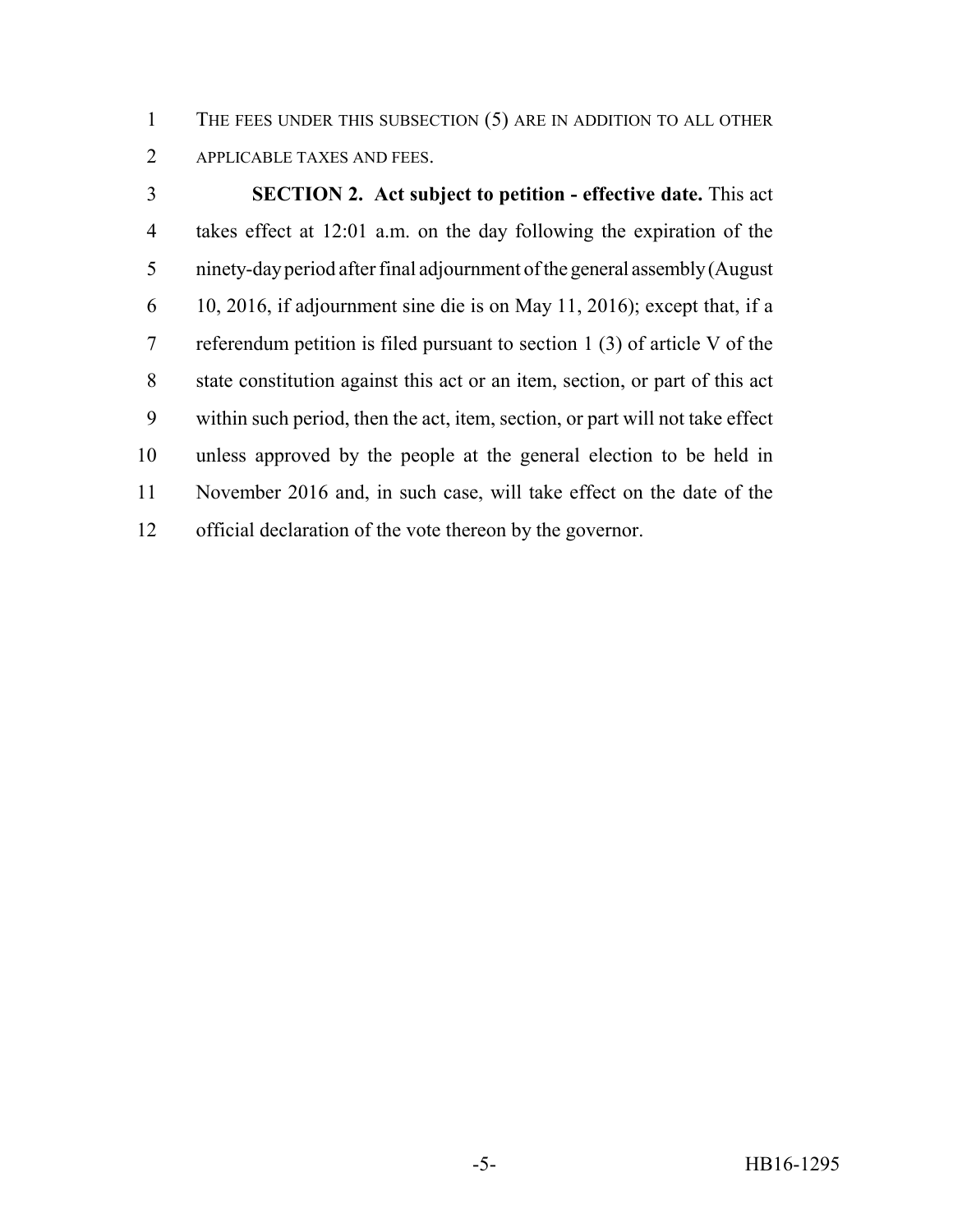THE FEES UNDER THIS SUBSECTION (5) ARE IN ADDITION TO ALL OTHER APPLICABLE TAXES AND FEES.

**SECTION 2. Act subject to petition - effective date.** This act takes effect at 12:01 a.m. on the day following the expiration of the ninety-day period after final adjournment of the general assembly (August 10, 2016, if adjournment sine die is on May 11, 2016); except that, if a referendum petition is filed pursuant to section 1 (3) of article V of the state constitution against this act or an item, section, or part of this act within such period, then the act, item, section, or part will not take effect unless approved by the people at the general election to be held in November 2016 and, in such case, will take effect on the date of the official declaration of the vote thereon by the governor.